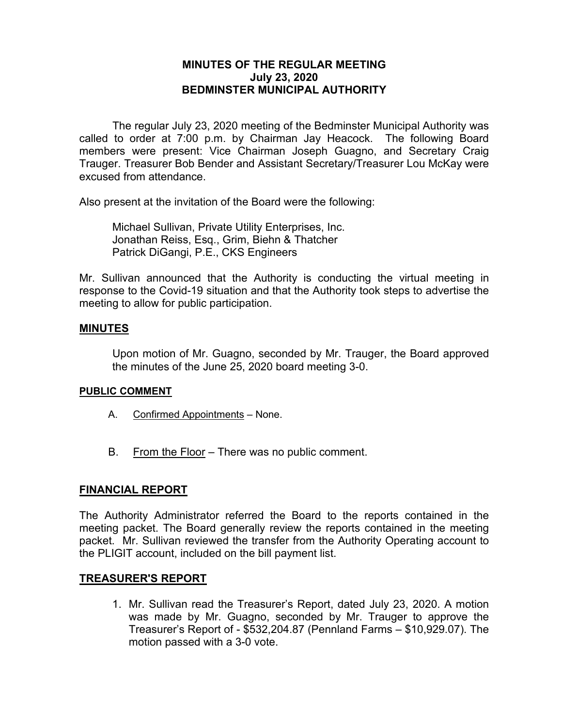# MINUTES OF THE REGULAR MEETING
## July 23, 2020
## BEDMINSTER MUNICIPAL AUTHORITY

The regular July 23, 2020 meeting of the Bedminster Municipal Authority was called to order at 7:00 p.m. by Chairman Jay Heacock. The following Board members were present: Vice Chairman Joseph Guagno, and Secretary Craig Trauger. Treasurer Bob Bender and Assistant Secretary/Treasurer Lou McKay were excused from attendance.

Also present at the invitation of the Board were the following:

Michael Sullivan, Private Utility Enterprises, Inc.
Jonathan Reiss, Esq., Grim, Biehn & Thatcher
Patrick DiGangi, P.E., CKS Engineers

Mr. Sullivan announced that the Authority is conducting the virtual meeting in response to the Covid-19 situation and that the Authority took steps to advertise the meeting to allow for public participation.

## MINUTES

Upon motion of Mr. Guagno, seconded by Mr. Trauger, the Board approved the minutes of the June 25, 2020 board meeting 3-0.

## PUBLIC COMMENT

A. Confirmed Appointments – None.

B. From the Floor – There was no public comment.

## FINANCIAL REPORT

The Authority Administrator referred the Board to the reports contained in the meeting packet. The Board generally review the reports contained in the meeting packet. Mr. Sullivan reviewed the transfer from the Authority Operating account to the PLIGIT account, included on the bill payment list.

## TREASURER'S REPORT

1. Mr. Sullivan read the Treasurer's Report, dated July 23, 2020. A motion was made by Mr. Guagno, seconded by Mr. Trauger to approve the Treasurer's Report of - $532,204.87 (Pennland Farms – $10,929.07). The motion passed with a 3-0 vote.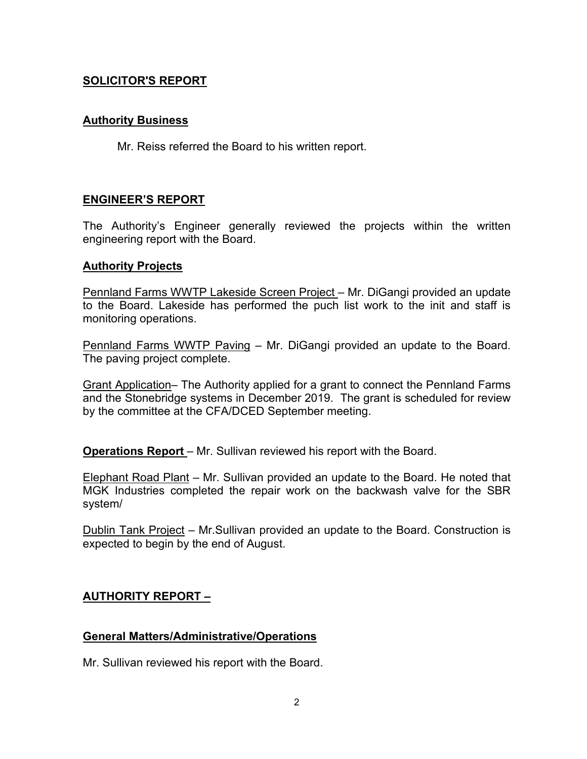## **SOLICITOR'S REPORT**

### **Authority Business**

Mr. Reiss referred the Board to his written report.

## **ENGINEER'S REPORT**

The Authority's Engineer generally reviewed the projects within the written engineering report with the Board.

### **Authority Projects**

Pennland Farms WWTP Lakeside Screen Project – Mr. DiGangi provided an update to the Board. Lakeside has performed the puch list work to the init and staff is monitoring operations.

Pennland Farms WWTP Paving – Mr. DiGangi provided an update to the Board. The paving project complete.

Grant Application– The Authority applied for a grant to connect the Pennland Farms and the Stonebridge systems in December 2019. The grant is scheduled for review by the committee at the CFA/DCED September meeting.

**Operations Report** – Mr. Sullivan reviewed his report with the Board.

Elephant Road Plant – Mr. Sullivan provided an update to the Board. He noted that MGK Industries completed the repair work on the backwash valve for the SBR system/

Dublin Tank Project – Mr.Sullivan provided an update to the Board. Construction is expected to begin by the end of August.

## **AUTHORITY REPORT –**

### **General Matters/Administrative/Operations**

Mr. Sullivan reviewed his report with the Board.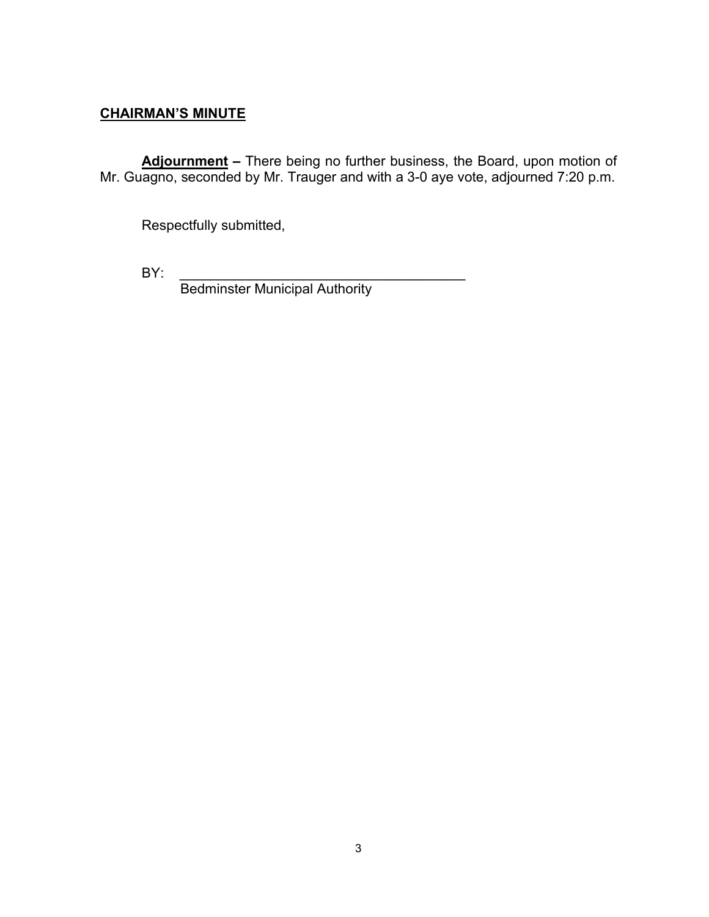**CHAIRMAN'S MINUTE**

**Adjournment –** There being no further business, the Board, upon motion of Mr. Guagno, seconded by Mr. Trauger and with a 3-0 aye vote, adjourned 7:20 p.m.

Respectfully submitted,

BY: ______________________________________
Bedminster Municipal Authority